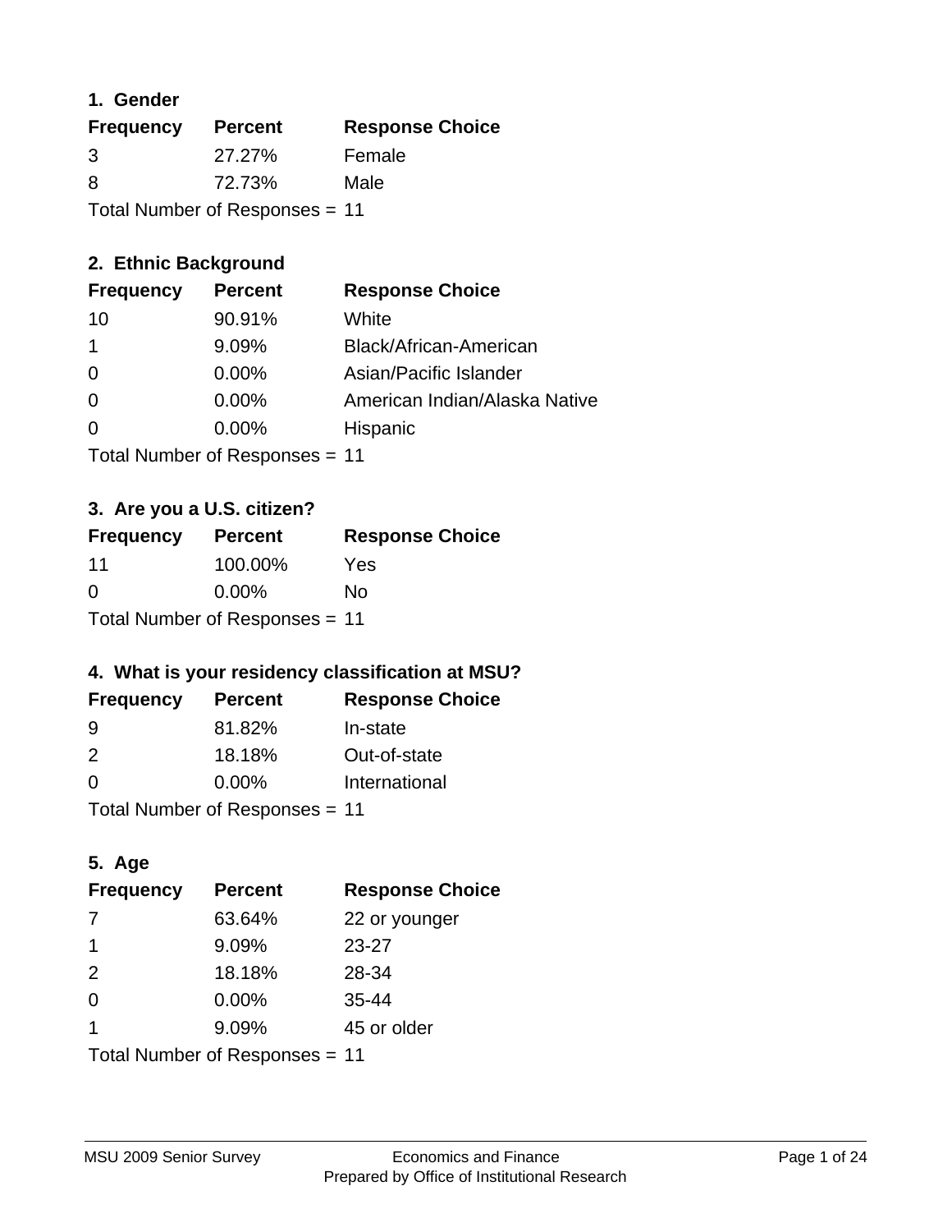### 1. Gender

| Frequency | Percent | Response Choice |
|---|---|---|
| 3 | 27.27% | Female |
| 8 | 72.73% | Male |

Total Number of Responses = 11

### 2. Ethnic Background

| Frequency | Percent | Response Choice |
|---|---|---|
| 10 | 90.91% | White |
| 1 | 9.09% | Black/African-American |
| 0 | 0.00% | Asian/Pacific Islander |
| 0 | 0.00% | American Indian/Alaska Native |
| 0 | 0.00% | Hispanic |

Total Number of Responses = 11

### 3. Are you a U.S. citizen?

| Frequency | Percent | Response Choice |
|---|---|---|
| 11 | 100.00% | Yes |
| 0 | 0.00% | No |

Total Number of Responses = 11

### 4. What is your residency classification at MSU?

| Frequency | Percent | Response Choice |
|---|---|---|
| 9 | 81.82% | In-state |
| 2 | 18.18% | Out-of-state |
| 0 | 0.00% | International |

Total Number of Responses = 11

### 5. Age

| Frequency | Percent | Response Choice |
|---|---|---|
| 7 | 63.64% | 22 or younger |
| 1 | 9.09% | 23-27 |
| 2 | 18.18% | 28-34 |
| 0 | 0.00% | 35-44 |
| 1 | 9.09% | 45 or older |

Total Number of Responses = 11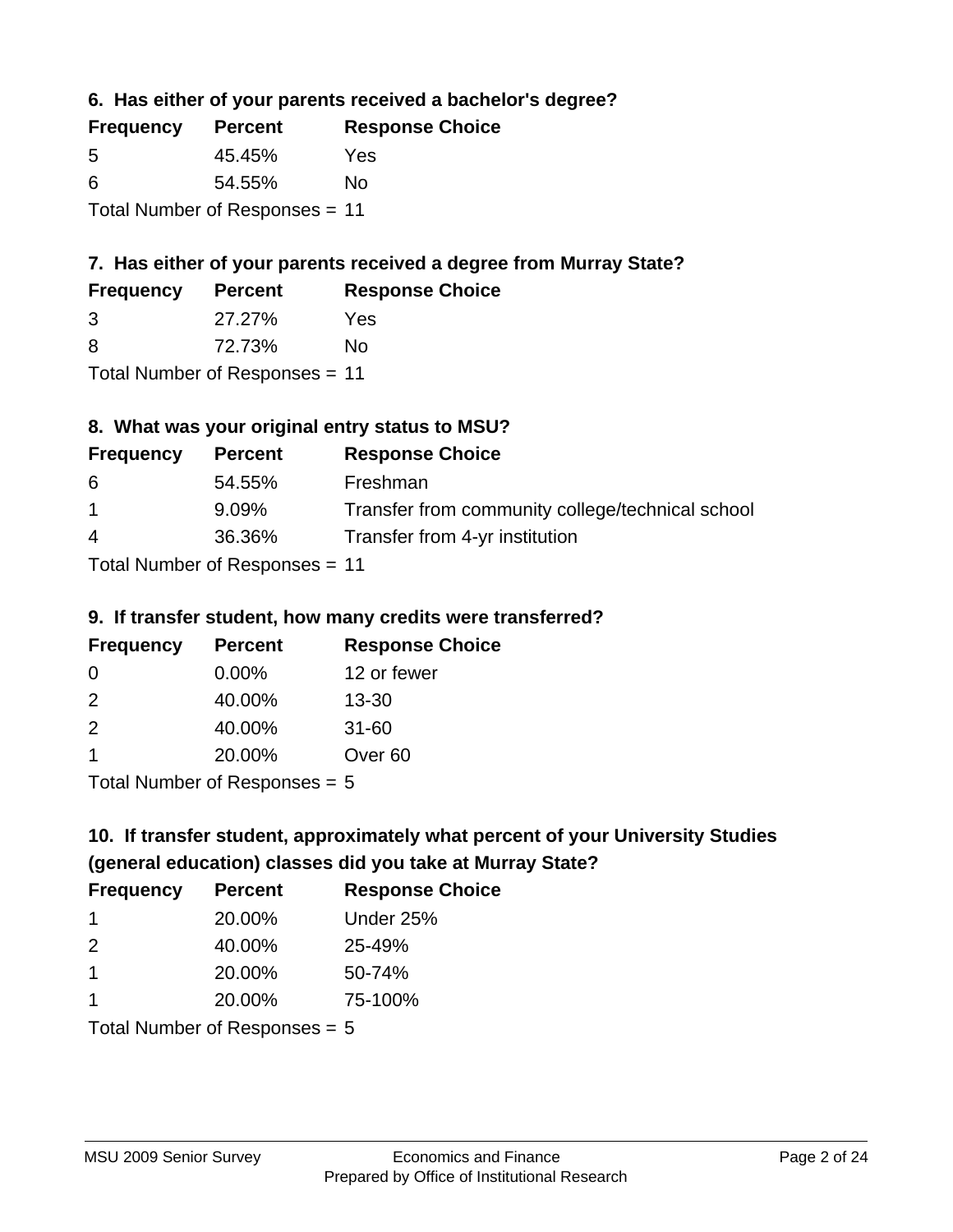### 6. Has either of your parents received a bachelor's degree?

| Frequency | Percent | Response Choice |
|---|---|---|
| 5 | 45.45% | Yes |
| 6 | 54.55% | No |

Total Number of Responses = 11

### 7. Has either of your parents received a degree from Murray State?

| Frequency | Percent | Response Choice |
|---|---|---|
| 3 | 27.27% | Yes |
| 8 | 72.73% | No |

Total Number of Responses = 11

### 8. What was your original entry status to MSU?

| Frequency | Percent | Response Choice |
|---|---|---|
| 6 | 54.55% | Freshman |
| 1 | 9.09% | Transfer from community college/technical school |
| 4 | 36.36% | Transfer from 4-yr institution |

Total Number of Responses = 11

### 9. If transfer student, how many credits were transferred?

| Frequency | Percent | Response Choice |
|---|---|---|
| 0 | 0.00% | 12 or fewer |
| 2 | 40.00% | 13-30 |
| 2 | 40.00% | 31-60 |
| 1 | 20.00% | Over 60 |

Total Number of Responses = 5

### 10. If transfer student, approximately what percent of your University Studies (general education) classes did you take at Murray State?

| Frequency | Percent | Response Choice |
|---|---|---|
| 1 | 20.00% | Under 25% |
| 2 | 40.00% | 25-49% |
| 1 | 20.00% | 50-74% |
| 1 | 20.00% | 75-100% |

Total Number of Responses = 5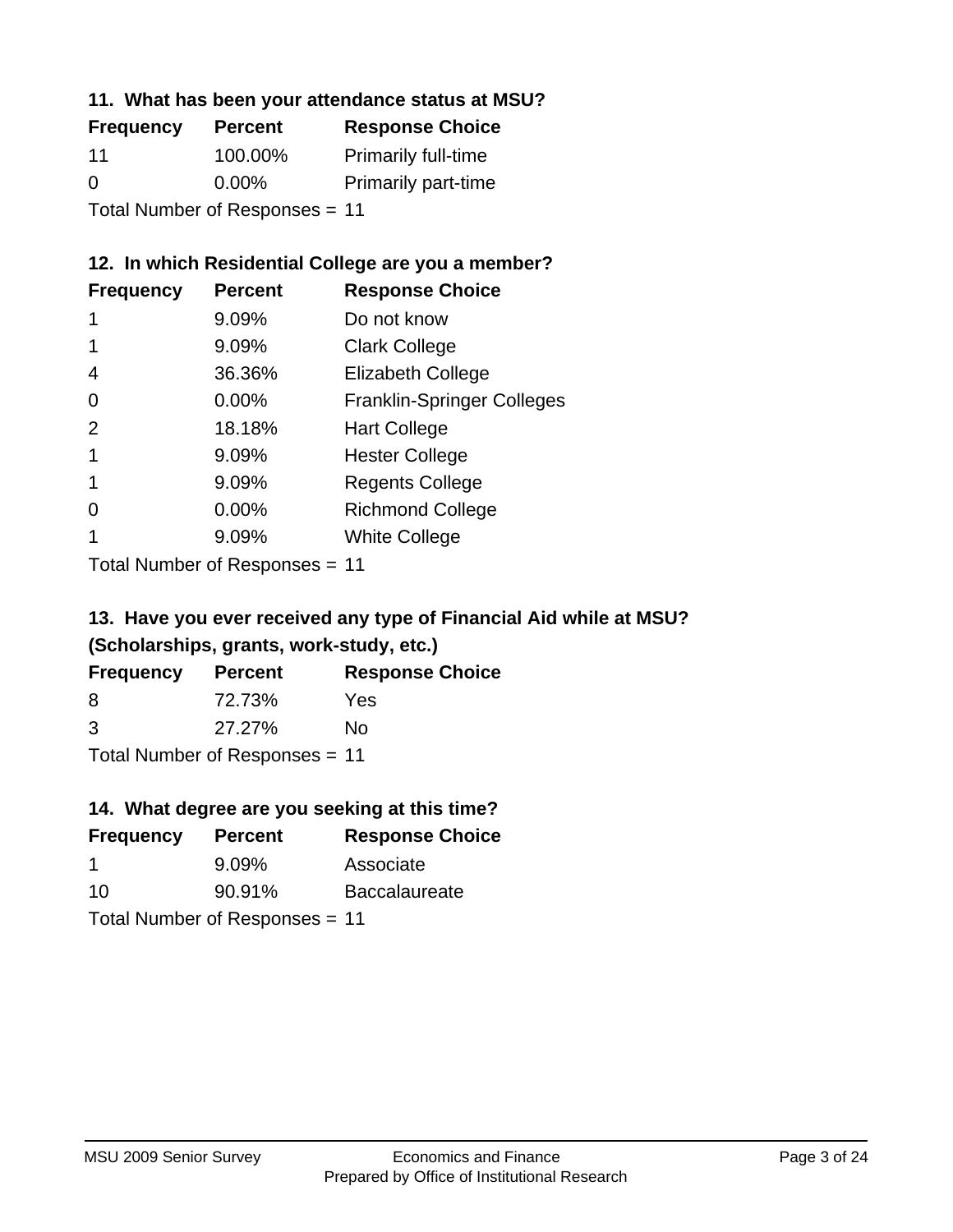### 11. What has been your attendance status at MSU?

| Frequency | Percent | Response Choice |
|---|---|---|
| 11 | 100.00% | Primarily full-time |
| 0 | 0.00% | Primarily part-time |

Total Number of Responses = 11

### 12. In which Residential College are you a member?

| Frequency | Percent | Response Choice |
|---|---|---|
| 1 | 9.09% | Do not know |
| 1 | 9.09% | Clark College |
| 4 | 36.36% | Elizabeth College |
| 0 | 0.00% | Franklin-Springer Colleges |
| 2 | 18.18% | Hart College |
| 1 | 9.09% | Hester College |
| 1 | 9.09% | Regents College |
| 0 | 0.00% | Richmond College |
| 1 | 9.09% | White College |

Total Number of Responses = 11

### 13. Have you ever received any type of Financial Aid while at MSU? (Scholarships, grants, work-study, etc.)

| Frequency | Percent | Response Choice |
|---|---|---|
| 8 | 72.73% | Yes |
| 3 | 27.27% | No |

Total Number of Responses = 11

### 14. What degree are you seeking at this time?

| Frequency | Percent | Response Choice |
|---|---|---|
| 1 | 9.09% | Associate |
| 10 | 90.91% | Baccalaureate |

Total Number of Responses = 11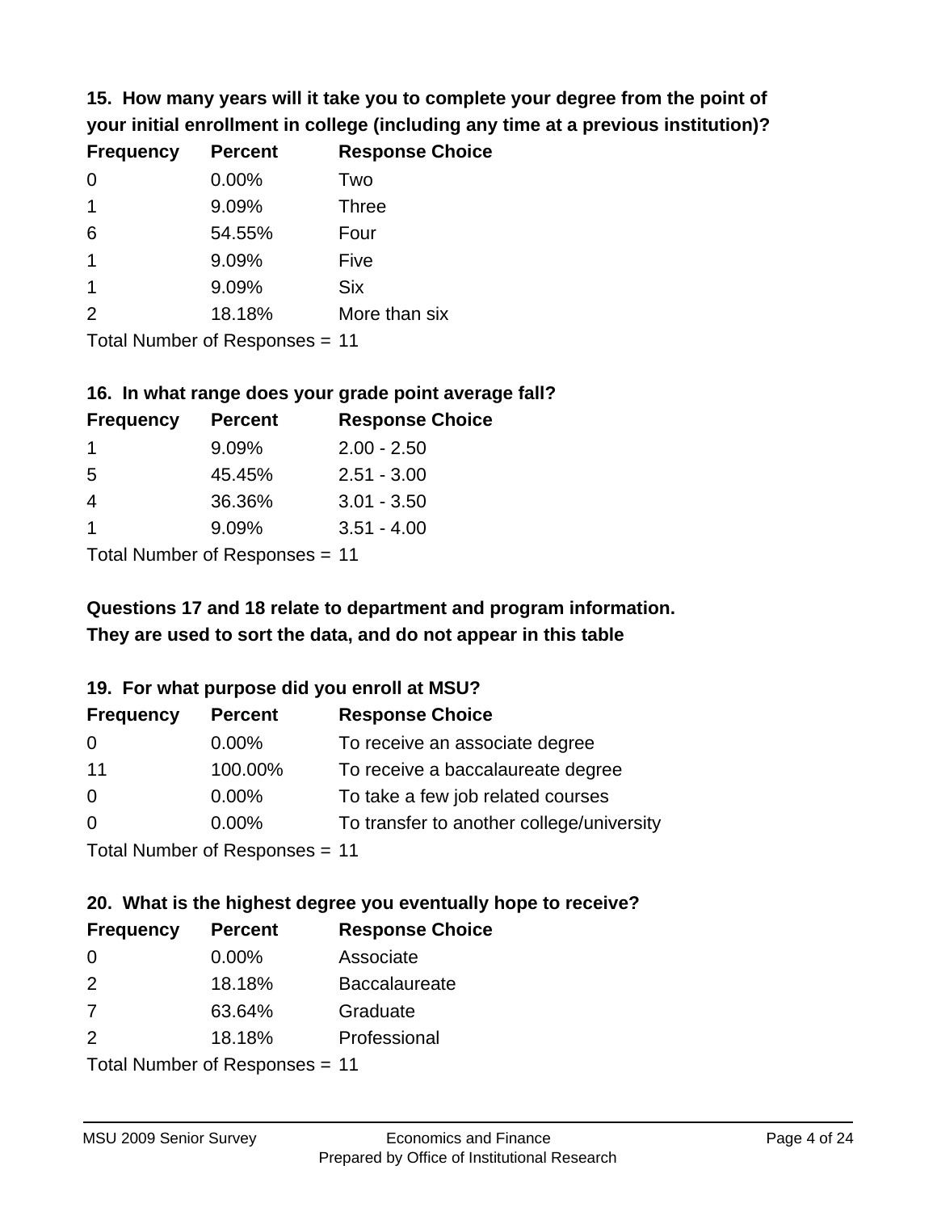**15. How many years will it take you to complete your degree from the point of your initial enrollment in college (including any time at a previous institution)?**

| Frequency | Percent | Response Choice |
|---|---|---|
| 0 | 0.00% | Two |
| 1 | 9.09% | Three |
| 6 | 54.55% | Four |
| 1 | 9.09% | Five |
| 1 | 9.09% | Six |
| 2 | 18.18% | More than six |

Total Number of Responses = 11

**16. In what range does your grade point average fall?**

| Frequency | Percent | Response Choice |
|---|---|---|
| 1 | 9.09% | 2.00 - 2.50 |
| 5 | 45.45% | 2.51 - 3.00 |
| 4 | 36.36% | 3.01 - 3.50 |
| 1 | 9.09% | 3.51 - 4.00 |

Total Number of Responses = 11

**Questions 17 and 18 relate to department and program information. They are used to sort the data, and do not appear in this table**

**19. For what purpose did you enroll at MSU?**

| Frequency | Percent | Response Choice |
|---|---|---|
| 0 | 0.00% | To receive an associate degree |
| 11 | 100.00% | To receive a baccalaureate degree |
| 0 | 0.00% | To take a few job related courses |
| 0 | 0.00% | To transfer to another college/university |

Total Number of Responses = 11

**20. What is the highest degree you eventually hope to receive?**

| Frequency | Percent | Response Choice |
|---|---|---|
| 0 | 0.00% | Associate |
| 2 | 18.18% | Baccalaureate |
| 7 | 63.64% | Graduate |
| 2 | 18.18% | Professional |

Total Number of Responses = 11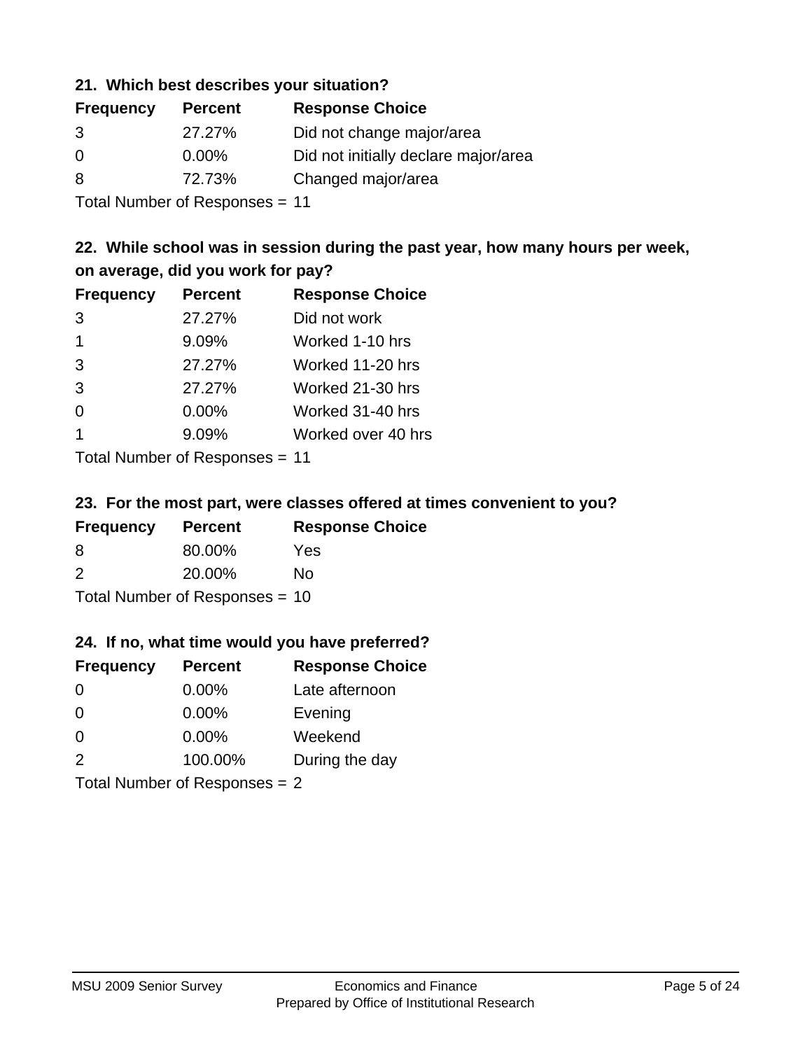### 21. Which best describes your situation?

| Frequency | Percent | Response Choice |
|---|---|---|
| 3 | 27.27% | Did not change major/area |
| 0 | 0.00% | Did not initially declare major/area |
| 8 | 72.73% | Changed major/area |

Total Number of Responses = 11

### 22. While school was in session during the past year, how many hours per week, on average, did you work for pay?

| Frequency | Percent | Response Choice |
|---|---|---|
| 3 | 27.27% | Did not work |
| 1 | 9.09% | Worked 1-10 hrs |
| 3 | 27.27% | Worked 11-20 hrs |
| 3 | 27.27% | Worked 21-30 hrs |
| 0 | 0.00% | Worked 31-40 hrs |
| 1 | 9.09% | Worked over 40 hrs |

Total Number of Responses = 11

### 23. For the most part, were classes offered at times convenient to you?

| Frequency | Percent | Response Choice |
|---|---|---|
| 8 | 80.00% | Yes |
| 2 | 20.00% | No |

Total Number of Responses = 10

### 24. If no, what time would you have preferred?

| Frequency | Percent | Response Choice |
|---|---|---|
| 0 | 0.00% | Late afternoon |
| 0 | 0.00% | Evening |
| 0 | 0.00% | Weekend |
| 2 | 100.00% | During the day |

Total Number of Responses = 2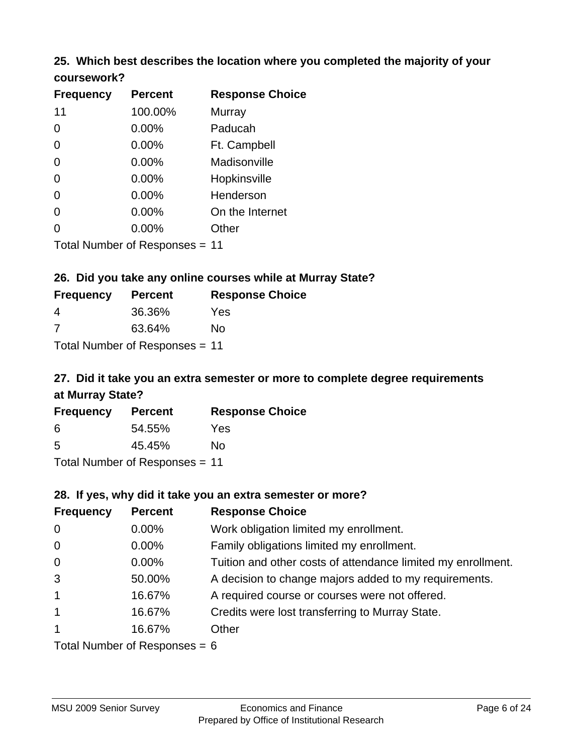### 25. Which best describes the location where you completed the majority of your coursework?

| Frequency | Percent | Response Choice |
|---|---|---|
| 11 | 100.00% | Murray |
| 0 | 0.00% | Paducah |
| 0 | 0.00% | Ft. Campbell |
| 0 | 0.00% | Madisonville |
| 0 | 0.00% | Hopkinsville |
| 0 | 0.00% | Henderson |
| 0 | 0.00% | On the Internet |
| 0 | 0.00% | Other |

Total Number of Responses = 11

### 26. Did you take any online courses while at Murray State?

| Frequency | Percent | Response Choice |
|---|---|---|
| 4 | 36.36% | Yes |
| 7 | 63.64% | No |

Total Number of Responses = 11

### 27. Did it take you an extra semester or more to complete degree requirements at Murray State?

| Frequency | Percent | Response Choice |
|---|---|---|
| 6 | 54.55% | Yes |
| 5 | 45.45% | No |

Total Number of Responses = 11

### 28. If yes, why did it take you an extra semester or more?

| Frequency | Percent | Response Choice |
|---|---|---|
| 0 | 0.00% | Work obligation limited my enrollment. |
| 0 | 0.00% | Family obligations limited my enrollment. |
| 0 | 0.00% | Tuition and other costs of attendance limited my enrollment. |
| 3 | 50.00% | A decision to change majors added to my requirements. |
| 1 | 16.67% | A required course or courses were not offered. |
| 1 | 16.67% | Credits were lost transferring to Murray State. |
| 1 | 16.67% | Other |

Total Number of Responses = 6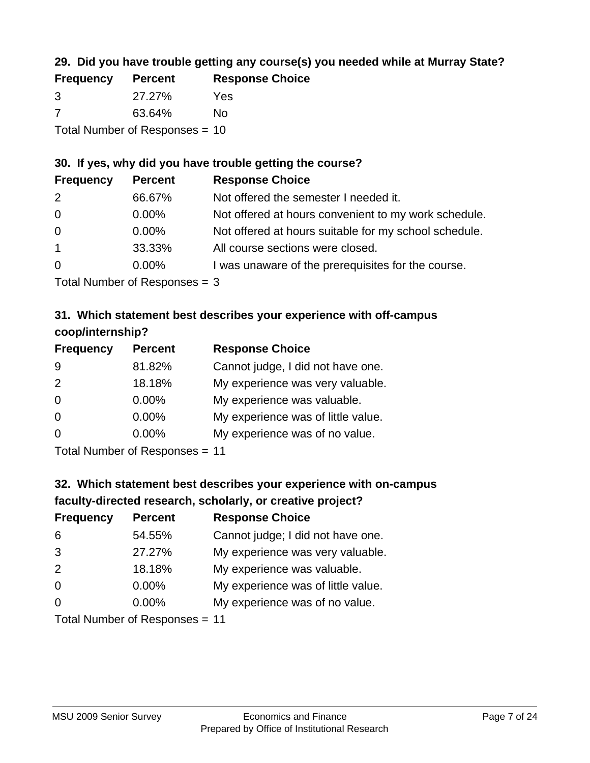### 29. Did you have trouble getting any course(s) you needed while at Murray State?

| Frequency | Percent | Response Choice |
|---|---|---|
| 3 | 27.27% | Yes |
| 7 | 63.64% | No |

Total Number of Responses = 10

### 30. If yes, why did you have trouble getting the course?

| Frequency | Percent | Response Choice |
|---|---|---|
| 2 | 66.67% | Not offered the semester I needed it. |
| 0 | 0.00% | Not offered at hours convenient to my work schedule. |
| 0 | 0.00% | Not offered at hours suitable for my school schedule. |
| 1 | 33.33% | All course sections were closed. |
| 0 | 0.00% | I was unaware of the prerequisites for the course. |

Total Number of Responses = 3

### 31. Which statement best describes your experience with off-campus coop/internship?

| Frequency | Percent | Response Choice |
|---|---|---|
| 9 | 81.82% | Cannot judge, I did not have one. |
| 2 | 18.18% | My experience was very valuable. |
| 0 | 0.00% | My experience was valuable. |
| 0 | 0.00% | My experience was of little value. |
| 0 | 0.00% | My experience was of no value. |

Total Number of Responses = 11

### 32. Which statement best describes your experience with on-campus faculty-directed research, scholarly, or creative project?

| Frequency | Percent | Response Choice |
|---|---|---|
| 6 | 54.55% | Cannot judge; I did not have one. |
| 3 | 27.27% | My experience was very valuable. |
| 2 | 18.18% | My experience was valuable. |
| 0 | 0.00% | My experience was of little value. |
| 0 | 0.00% | My experience was of no value. |

Total Number of Responses = 11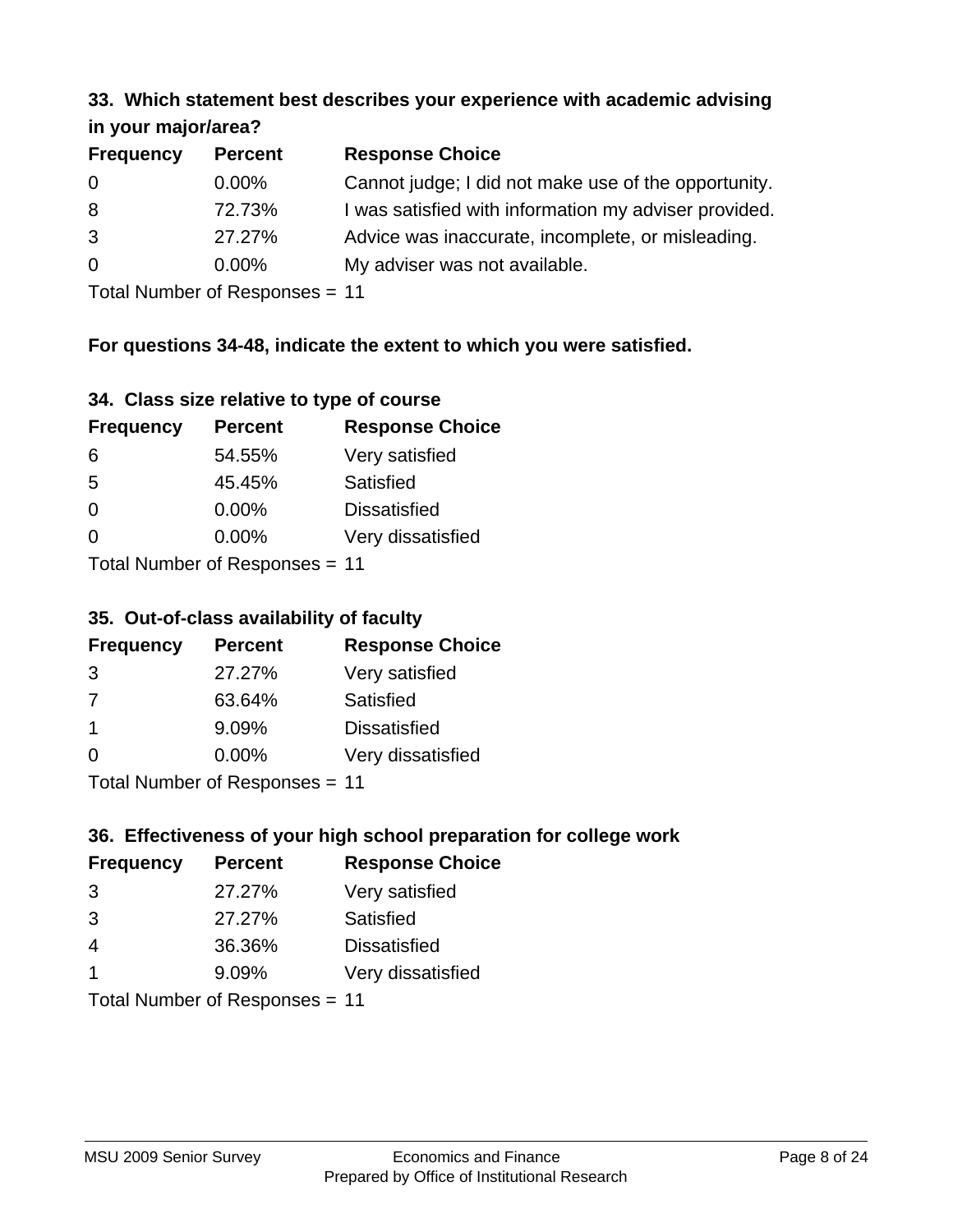### 33. Which statement best describes your experience with academic advising in your major/area?

| Frequency | Percent | Response Choice |
|---|---|---|
| 0 | 0.00% | Cannot judge; I did not make use of the opportunity. |
| 8 | 72.73% | I was satisfied with information my adviser provided. |
| 3 | 27.27% | Advice was inaccurate, incomplete, or misleading. |
| 0 | 0.00% | My adviser was not available. |

Total Number of Responses = 11

**For questions 34-48, indicate the extent to which you were satisfied.**

### 34. Class size relative to type of course

| Frequency | Percent | Response Choice |
|---|---|---|
| 6 | 54.55% | Very satisfied |
| 5 | 45.45% | Satisfied |
| 0 | 0.00% | Dissatisfied |
| 0 | 0.00% | Very dissatisfied |

Total Number of Responses = 11

### 35. Out-of-class availability of faculty

| Frequency | Percent | Response Choice |
|---|---|---|
| 3 | 27.27% | Very satisfied |
| 7 | 63.64% | Satisfied |
| 1 | 9.09% | Dissatisfied |
| 0 | 0.00% | Very dissatisfied |

Total Number of Responses = 11

### 36. Effectiveness of your high school preparation for college work

| Frequency | Percent | Response Choice |
|---|---|---|
| 3 | 27.27% | Very satisfied |
| 3 | 27.27% | Satisfied |
| 4 | 36.36% | Dissatisfied |
| 1 | 9.09% | Very dissatisfied |

Total Number of Responses = 11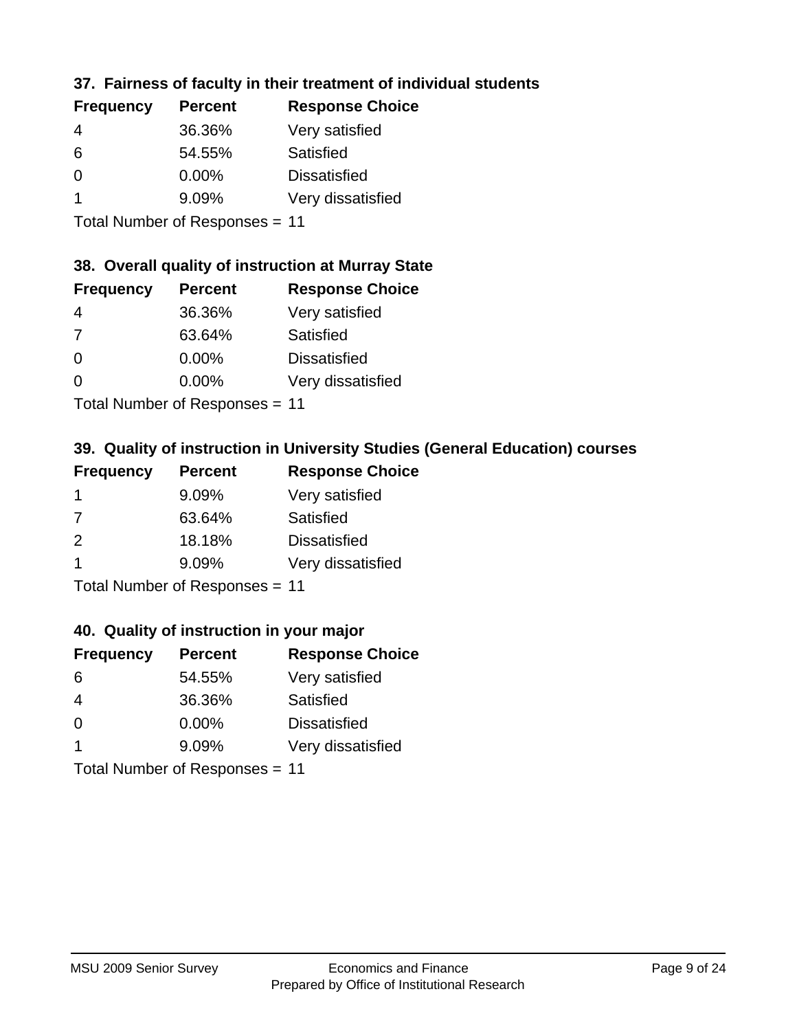### 37. Fairness of faculty in their treatment of individual students

| Frequency | Percent | Response Choice |
|---|---|---|
| 4 | 36.36% | Very satisfied |
| 6 | 54.55% | Satisfied |
| 0 | 0.00% | Dissatisfied |
| 1 | 9.09% | Very dissatisfied |

Total Number of Responses = 11

### 38. Overall quality of instruction at Murray State

| Frequency | Percent | Response Choice |
|---|---|---|
| 4 | 36.36% | Very satisfied |
| 7 | 63.64% | Satisfied |
| 0 | 0.00% | Dissatisfied |
| 0 | 0.00% | Very dissatisfied |

Total Number of Responses = 11

### 39. Quality of instruction in University Studies (General Education) courses

| Frequency | Percent | Response Choice |
|---|---|---|
| 1 | 9.09% | Very satisfied |
| 7 | 63.64% | Satisfied |
| 2 | 18.18% | Dissatisfied |
| 1 | 9.09% | Very dissatisfied |

Total Number of Responses = 11

### 40. Quality of instruction in your major

| Frequency | Percent | Response Choice |
|---|---|---|
| 6 | 54.55% | Very satisfied |
| 4 | 36.36% | Satisfied |
| 0 | 0.00% | Dissatisfied |
| 1 | 9.09% | Very dissatisfied |

Total Number of Responses = 11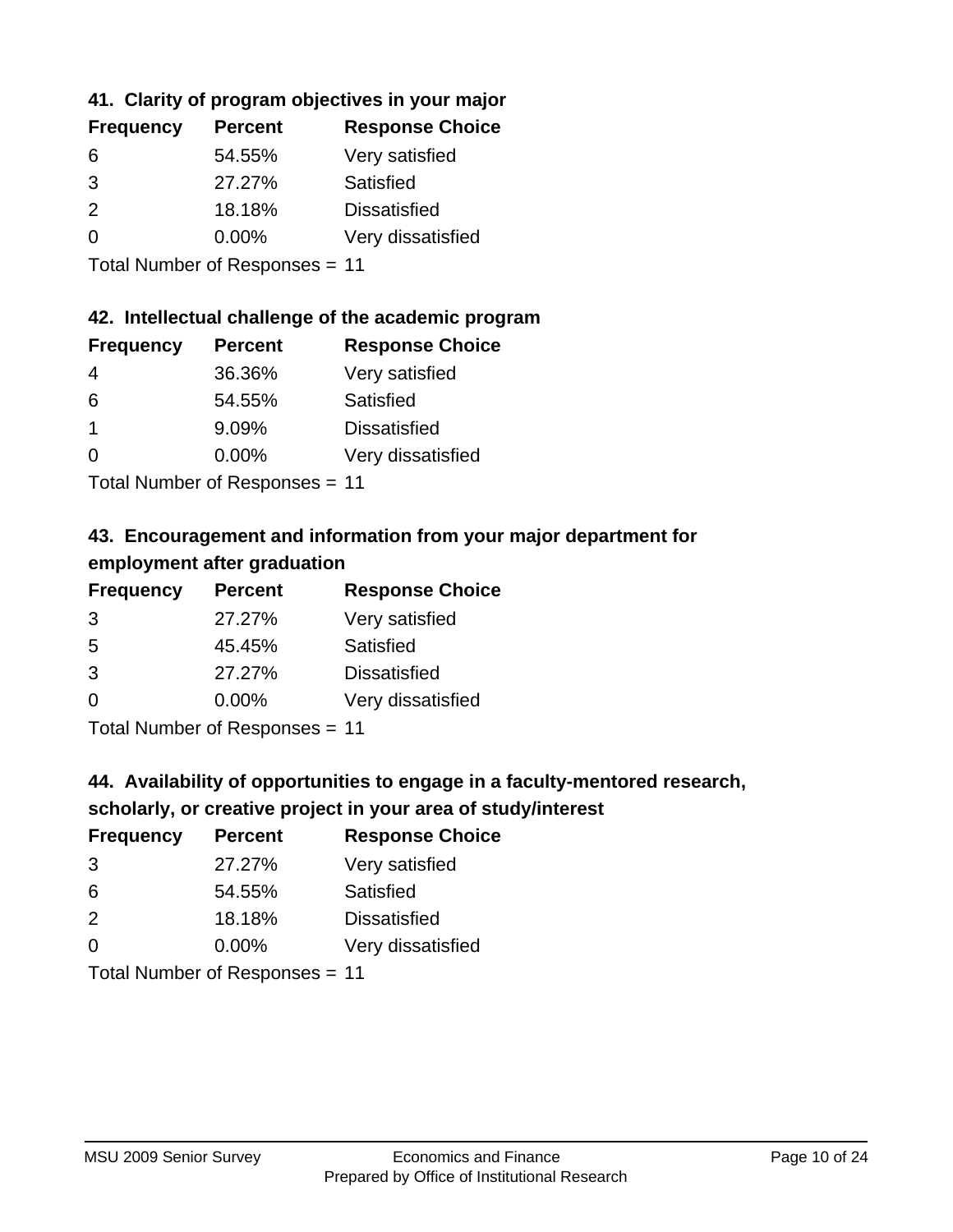### 41. Clarity of program objectives in your major

| Frequency | Percent | Response Choice |
|---|---|---|
| 6 | 54.55% | Very satisfied |
| 3 | 27.27% | Satisfied |
| 2 | 18.18% | Dissatisfied |
| 0 | 0.00% | Very dissatisfied |

Total Number of Responses = 11

### 42. Intellectual challenge of the academic program

| Frequency | Percent | Response Choice |
|---|---|---|
| 4 | 36.36% | Very satisfied |
| 6 | 54.55% | Satisfied |
| 1 | 9.09% | Dissatisfied |
| 0 | 0.00% | Very dissatisfied |

Total Number of Responses = 11

### 43. Encouragement and information from your major department for employment after graduation

| Frequency | Percent | Response Choice |
|---|---|---|
| 3 | 27.27% | Very satisfied |
| 5 | 45.45% | Satisfied |
| 3 | 27.27% | Dissatisfied |
| 0 | 0.00% | Very dissatisfied |

Total Number of Responses = 11

### 44. Availability of opportunities to engage in a faculty-mentored research, scholarly, or creative project in your area of study/interest

| Frequency | Percent | Response Choice |
|---|---|---|
| 3 | 27.27% | Very satisfied |
| 6 | 54.55% | Satisfied |
| 2 | 18.18% | Dissatisfied |
| 0 | 0.00% | Very dissatisfied |

Total Number of Responses = 11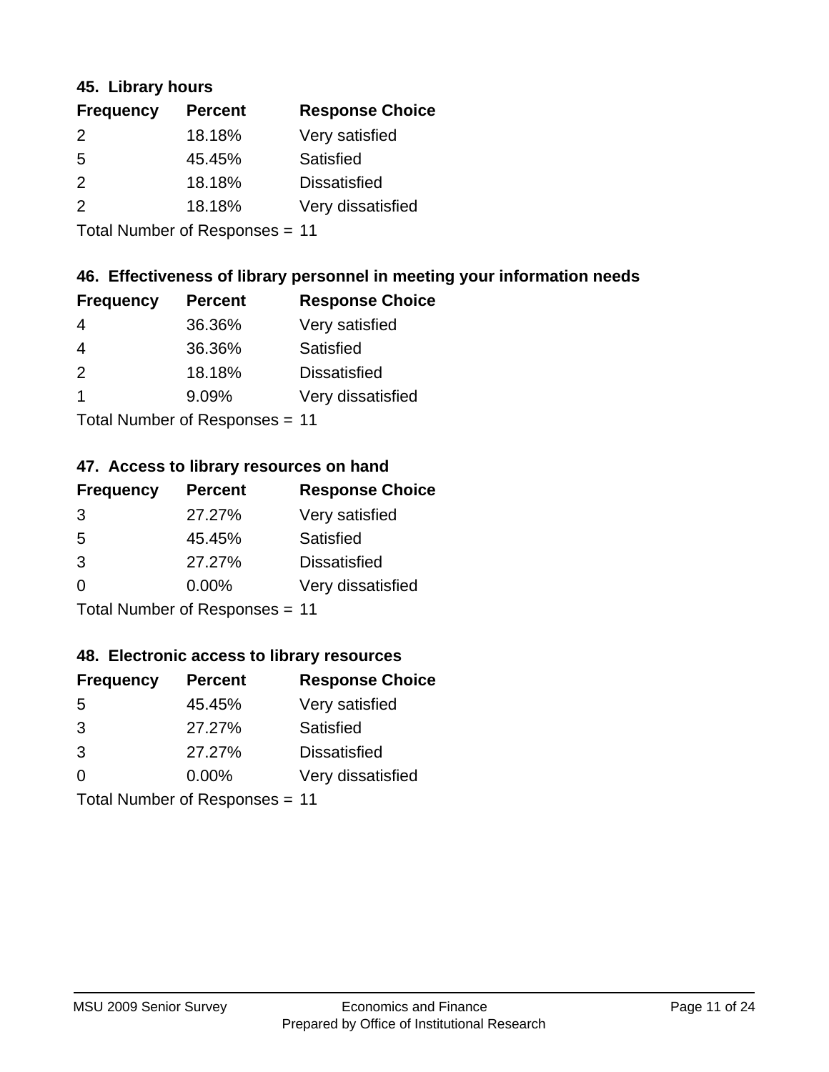### 45. Library hours

| Frequency | Percent | Response Choice |
|---|---|---|
| 2 | 18.18% | Very satisfied |
| 5 | 45.45% | Satisfied |
| 2 | 18.18% | Dissatisfied |
| 2 | 18.18% | Very dissatisfied |

Total Number of Responses = 11

### 46. Effectiveness of library personnel in meeting your information needs

| Frequency | Percent | Response Choice |
|---|---|---|
| 4 | 36.36% | Very satisfied |
| 4 | 36.36% | Satisfied |
| 2 | 18.18% | Dissatisfied |
| 1 | 9.09% | Very dissatisfied |

Total Number of Responses = 11

### 47. Access to library resources on hand

| Frequency | Percent | Response Choice |
|---|---|---|
| 3 | 27.27% | Very satisfied |
| 5 | 45.45% | Satisfied |
| 3 | 27.27% | Dissatisfied |
| 0 | 0.00% | Very dissatisfied |

Total Number of Responses = 11

### 48. Electronic access to library resources

| Frequency | Percent | Response Choice |
|---|---|---|
| 5 | 45.45% | Very satisfied |
| 3 | 27.27% | Satisfied |
| 3 | 27.27% | Dissatisfied |
| 0 | 0.00% | Very dissatisfied |

Total Number of Responses = 11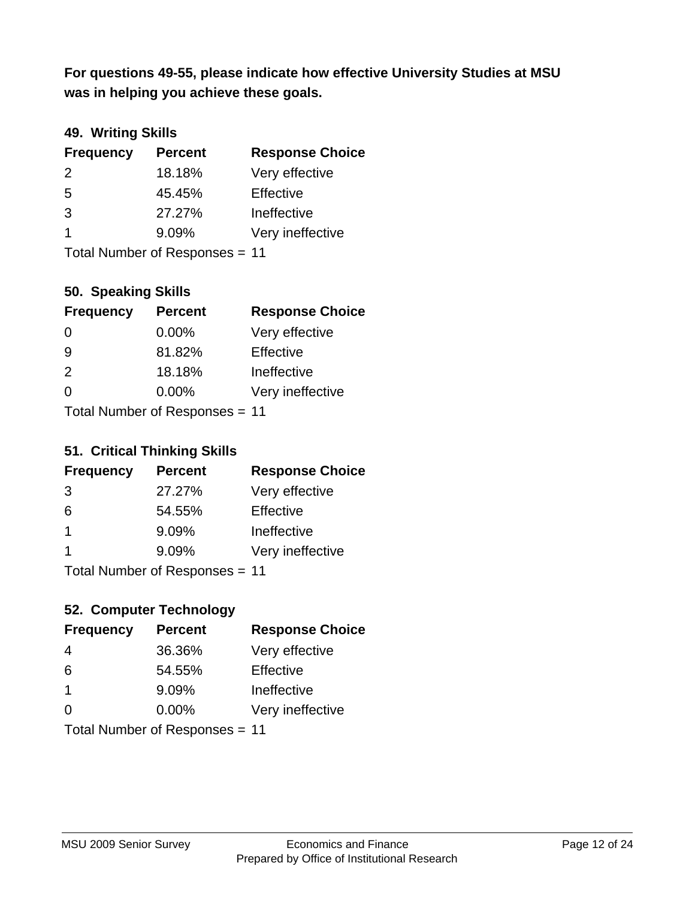**For questions 49-55, please indicate how effective University Studies at MSU was in helping you achieve these goals.**

### 49. Writing Skills

| Frequency | Percent | Response Choice |
|---|---|---|
| 2 | 18.18% | Very effective |
| 5 | 45.45% | Effective |
| 3 | 27.27% | Ineffective |
| 1 | 9.09% | Very ineffective |

Total Number of Responses = 11

### 50. Speaking Skills

| Frequency | Percent | Response Choice |
|---|---|---|
| 0 | 0.00% | Very effective |
| 9 | 81.82% | Effective |
| 2 | 18.18% | Ineffective |
| 0 | 0.00% | Very ineffective |

Total Number of Responses = 11

### 51. Critical Thinking Skills

| Frequency | Percent | Response Choice |
|---|---|---|
| 3 | 27.27% | Very effective |
| 6 | 54.55% | Effective |
| 1 | 9.09% | Ineffective |
| 1 | 9.09% | Very ineffective |

Total Number of Responses = 11

### 52. Computer Technology

| Frequency | Percent | Response Choice |
|---|---|---|
| 4 | 36.36% | Very effective |
| 6 | 54.55% | Effective |
| 1 | 9.09% | Ineffective |
| 0 | 0.00% | Very ineffective |

Total Number of Responses = 11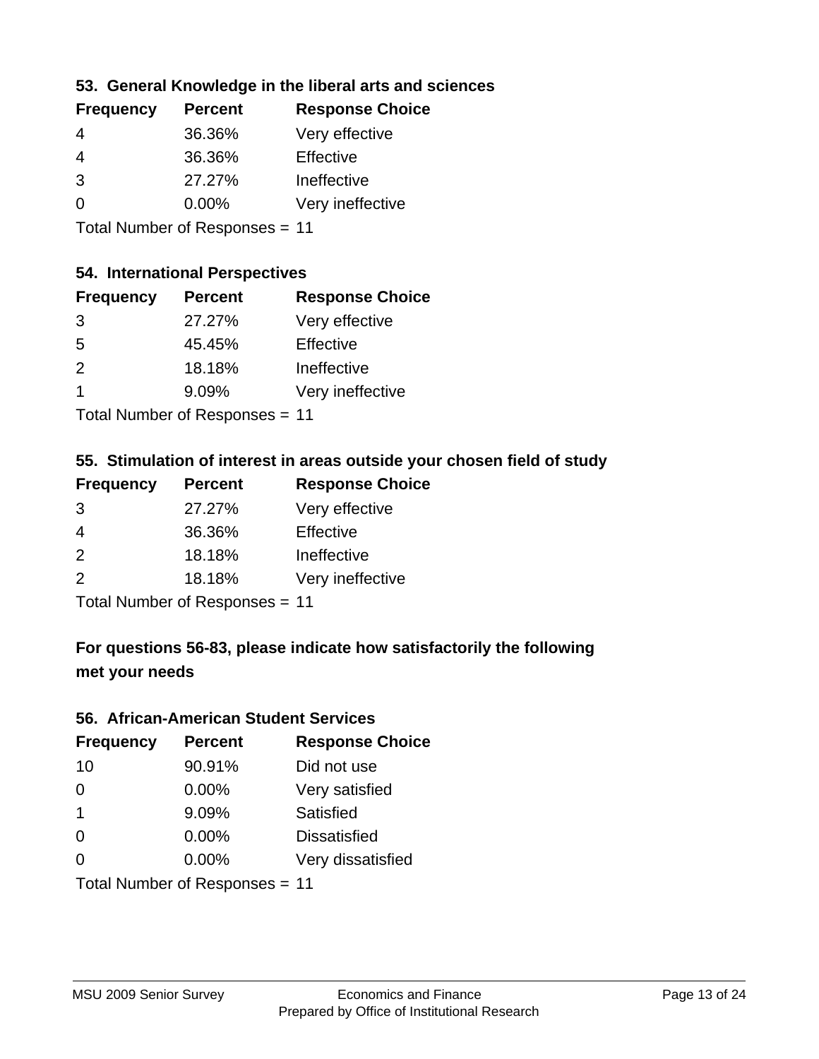### 53. General Knowledge in the liberal arts and sciences

| Frequency | Percent | Response Choice |
| --- | --- | --- |
| 4 | 36.36% | Very effective |
| 4 | 36.36% | Effective |
| 3 | 27.27% | Ineffective |
| 0 | 0.00% | Very ineffective |

Total Number of Responses = 11

### 54. International Perspectives

| Frequency | Percent | Response Choice |
| --- | --- | --- |
| 3 | 27.27% | Very effective |
| 5 | 45.45% | Effective |
| 2 | 18.18% | Ineffective |
| 1 | 9.09% | Very ineffective |

Total Number of Responses = 11

### 55. Stimulation of interest in areas outside your chosen field of study

| Frequency | Percent | Response Choice |
| --- | --- | --- |
| 3 | 27.27% | Very effective |
| 4 | 36.36% | Effective |
| 2 | 18.18% | Ineffective |
| 2 | 18.18% | Very ineffective |

Total Number of Responses = 11

## For questions 56-83, please indicate how satisfactorily the following met your needs

### 56. African-American Student Services

| Frequency | Percent | Response Choice |
| --- | --- | --- |
| 10 | 90.91% | Did not use |
| 0 | 0.00% | Very satisfied |
| 1 | 9.09% | Satisfied |
| 0 | 0.00% | Dissatisfied |
| 0 | 0.00% | Very dissatisfied |

Total Number of Responses = 11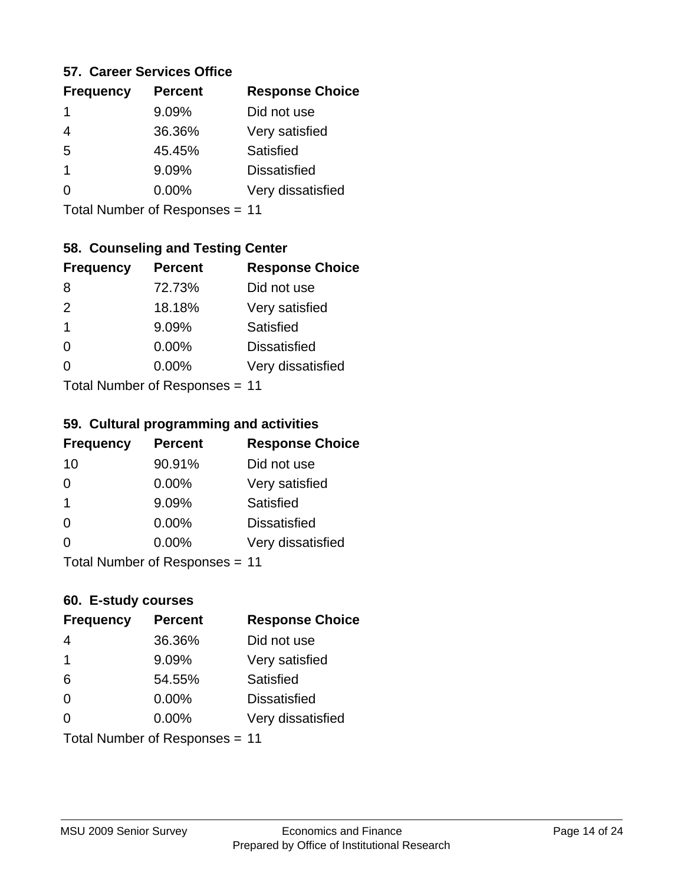### 57. Career Services Office

| Frequency | Percent | Response Choice |
|---|---|---|
| 1 | 9.09% | Did not use |
| 4 | 36.36% | Very satisfied |
| 5 | 45.45% | Satisfied |
| 1 | 9.09% | Dissatisfied |
| 0 | 0.00% | Very dissatisfied |

Total Number of Responses = 11

### 58. Counseling and Testing Center

| Frequency | Percent | Response Choice |
|---|---|---|
| 8 | 72.73% | Did not use |
| 2 | 18.18% | Very satisfied |
| 1 | 9.09% | Satisfied |
| 0 | 0.00% | Dissatisfied |
| 0 | 0.00% | Very dissatisfied |

Total Number of Responses = 11

### 59. Cultural programming and activities

| Frequency | Percent | Response Choice |
|---|---|---|
| 10 | 90.91% | Did not use |
| 0 | 0.00% | Very satisfied |
| 1 | 9.09% | Satisfied |
| 0 | 0.00% | Dissatisfied |
| 0 | 0.00% | Very dissatisfied |

Total Number of Responses = 11

### 60. E-study courses

| Frequency | Percent | Response Choice |
|---|---|---|
| 4 | 36.36% | Did not use |
| 1 | 9.09% | Very satisfied |
| 6 | 54.55% | Satisfied |
| 0 | 0.00% | Dissatisfied |
| 0 | 0.00% | Very dissatisfied |

Total Number of Responses = 11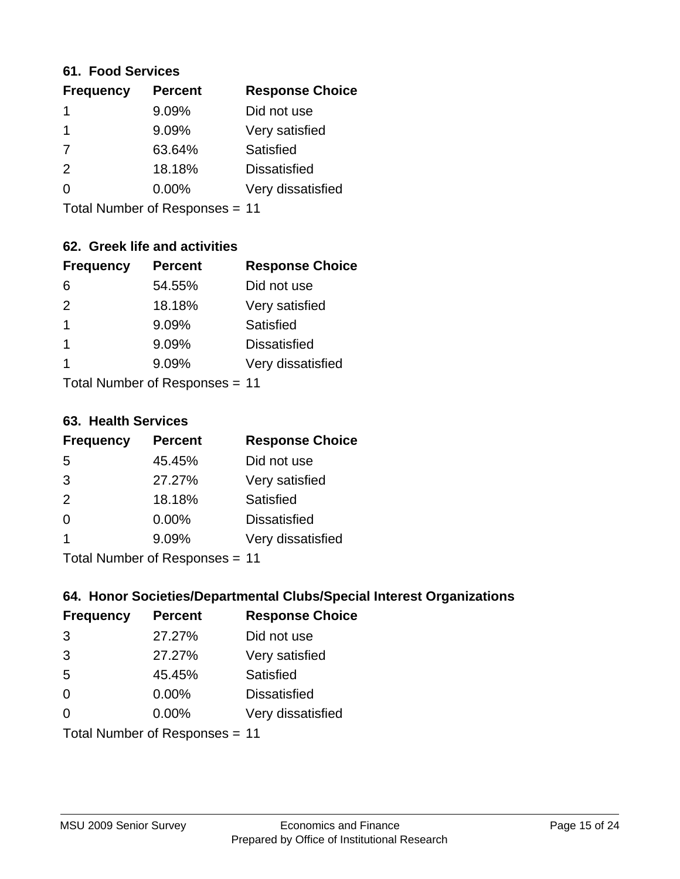### 61. Food Services

| Frequency | Percent | Response Choice |
|---|---|---|
| 1 | 9.09% | Did not use |
| 1 | 9.09% | Very satisfied |
| 7 | 63.64% | Satisfied |
| 2 | 18.18% | Dissatisfied |
| 0 | 0.00% | Very dissatisfied |

Total Number of Responses = 11

### 62. Greek life and activities

| Frequency | Percent | Response Choice |
|---|---|---|
| 6 | 54.55% | Did not use |
| 2 | 18.18% | Very satisfied |
| 1 | 9.09% | Satisfied |
| 1 | 9.09% | Dissatisfied |
| 1 | 9.09% | Very dissatisfied |

Total Number of Responses = 11

### 63. Health Services

| Frequency | Percent | Response Choice |
|---|---|---|
| 5 | 45.45% | Did not use |
| 3 | 27.27% | Very satisfied |
| 2 | 18.18% | Satisfied |
| 0 | 0.00% | Dissatisfied |
| 1 | 9.09% | Very dissatisfied |

Total Number of Responses = 11

### 64. Honor Societies/Departmental Clubs/Special Interest Organizations

| Frequency | Percent | Response Choice |
|---|---|---|
| 3 | 27.27% | Did not use |
| 3 | 27.27% | Very satisfied |
| 5 | 45.45% | Satisfied |
| 0 | 0.00% | Dissatisfied |
| 0 | 0.00% | Very dissatisfied |

Total Number of Responses = 11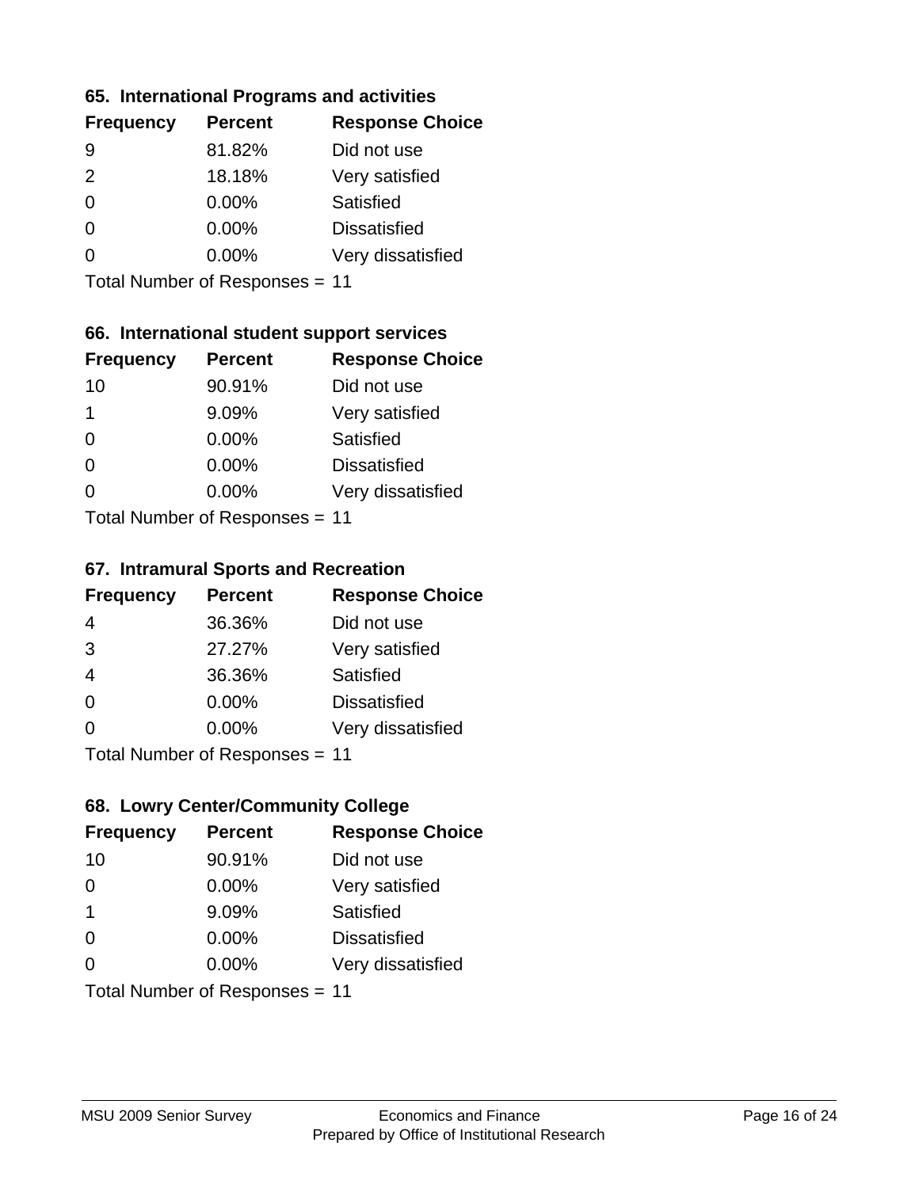### 65. International Programs and activities

| Frequency | Percent | Response Choice |
|---|---|---|
| 9 | 81.82% | Did not use |
| 2 | 18.18% | Very satisfied |
| 0 | 0.00% | Satisfied |
| 0 | 0.00% | Dissatisfied |
| 0 | 0.00% | Very dissatisfied |

Total Number of Responses = 11

### 66. International student support services

| Frequency | Percent | Response Choice |
|---|---|---|
| 10 | 90.91% | Did not use |
| 1 | 9.09% | Very satisfied |
| 0 | 0.00% | Satisfied |
| 0 | 0.00% | Dissatisfied |
| 0 | 0.00% | Very dissatisfied |

Total Number of Responses = 11

### 67. Intramural Sports and Recreation

| Frequency | Percent | Response Choice |
|---|---|---|
| 4 | 36.36% | Did not use |
| 3 | 27.27% | Very satisfied |
| 4 | 36.36% | Satisfied |
| 0 | 0.00% | Dissatisfied |
| 0 | 0.00% | Very dissatisfied |

Total Number of Responses = 11

### 68. Lowry Center/Community College

| Frequency | Percent | Response Choice |
|---|---|---|
| 10 | 90.91% | Did not use |
| 0 | 0.00% | Very satisfied |
| 1 | 9.09% | Satisfied |
| 0 | 0.00% | Dissatisfied |
| 0 | 0.00% | Very dissatisfied |

Total Number of Responses = 11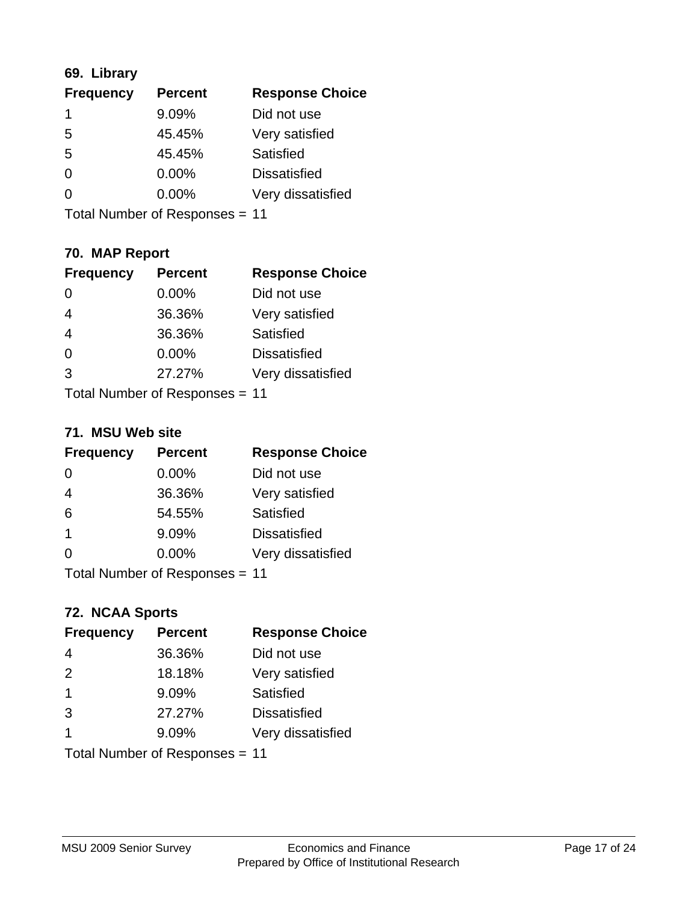### 69. Library

| Frequency | Percent | Response Choice |
|---|---|---|
| 1 | 9.09% | Did not use |
| 5 | 45.45% | Very satisfied |
| 5 | 45.45% | Satisfied |
| 0 | 0.00% | Dissatisfied |
| 0 | 0.00% | Very dissatisfied |

Total Number of Responses = 11

### 70. MAP Report

| Frequency | Percent | Response Choice |
|---|---|---|
| 0 | 0.00% | Did not use |
| 4 | 36.36% | Very satisfied |
| 4 | 36.36% | Satisfied |
| 0 | 0.00% | Dissatisfied |
| 3 | 27.27% | Very dissatisfied |

Total Number of Responses = 11

### 71. MSU Web site

| Frequency | Percent | Response Choice |
|---|---|---|
| 0 | 0.00% | Did not use |
| 4 | 36.36% | Very satisfied |
| 6 | 54.55% | Satisfied |
| 1 | 9.09% | Dissatisfied |
| 0 | 0.00% | Very dissatisfied |

Total Number of Responses = 11

### 72. NCAA Sports

| Frequency | Percent | Response Choice |
|---|---|---|
| 4 | 36.36% | Did not use |
| 2 | 18.18% | Very satisfied |
| 1 | 9.09% | Satisfied |
| 3 | 27.27% | Dissatisfied |
| 1 | 9.09% | Very dissatisfied |

Total Number of Responses = 11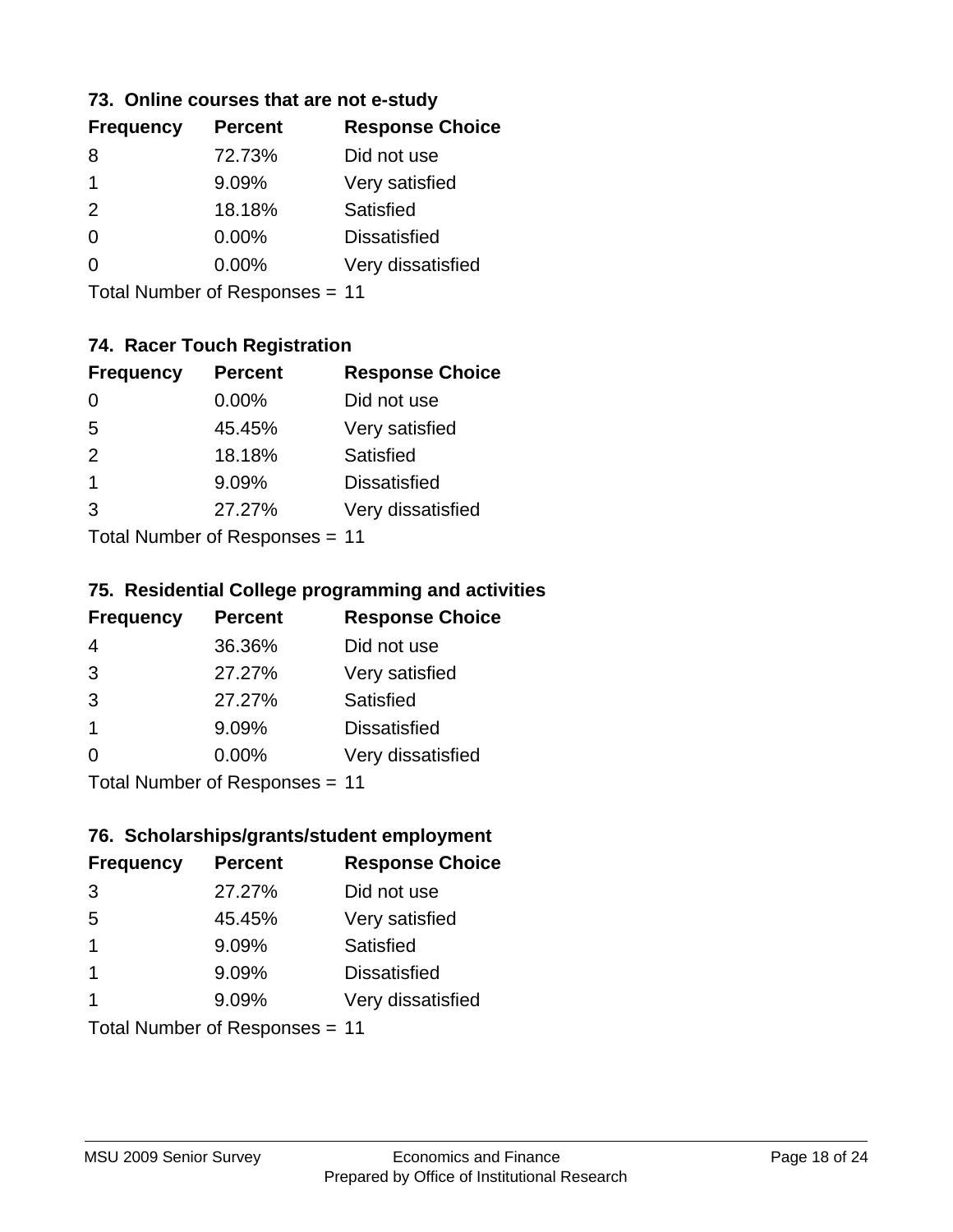### 73. Online courses that are not e-study

| Frequency | Percent | Response Choice |
|---|---|---|
| 8 | 72.73% | Did not use |
| 1 | 9.09% | Very satisfied |
| 2 | 18.18% | Satisfied |
| 0 | 0.00% | Dissatisfied |
| 0 | 0.00% | Very dissatisfied |

Total Number of Responses = 11

### 74. Racer Touch Registration

| Frequency | Percent | Response Choice |
|---|---|---|
| 0 | 0.00% | Did not use |
| 5 | 45.45% | Very satisfied |
| 2 | 18.18% | Satisfied |
| 1 | 9.09% | Dissatisfied |
| 3 | 27.27% | Very dissatisfied |

Total Number of Responses = 11

### 75. Residential College programming and activities

| Frequency | Percent | Response Choice |
|---|---|---|
| 4 | 36.36% | Did not use |
| 3 | 27.27% | Very satisfied |
| 3 | 27.27% | Satisfied |
| 1 | 9.09% | Dissatisfied |
| 0 | 0.00% | Very dissatisfied |

Total Number of Responses = 11

### 76. Scholarships/grants/student employment

| Frequency | Percent | Response Choice |
|---|---|---|
| 3 | 27.27% | Did not use |
| 5 | 45.45% | Very satisfied |
| 1 | 9.09% | Satisfied |
| 1 | 9.09% | Dissatisfied |
| 1 | 9.09% | Very dissatisfied |

Total Number of Responses = 11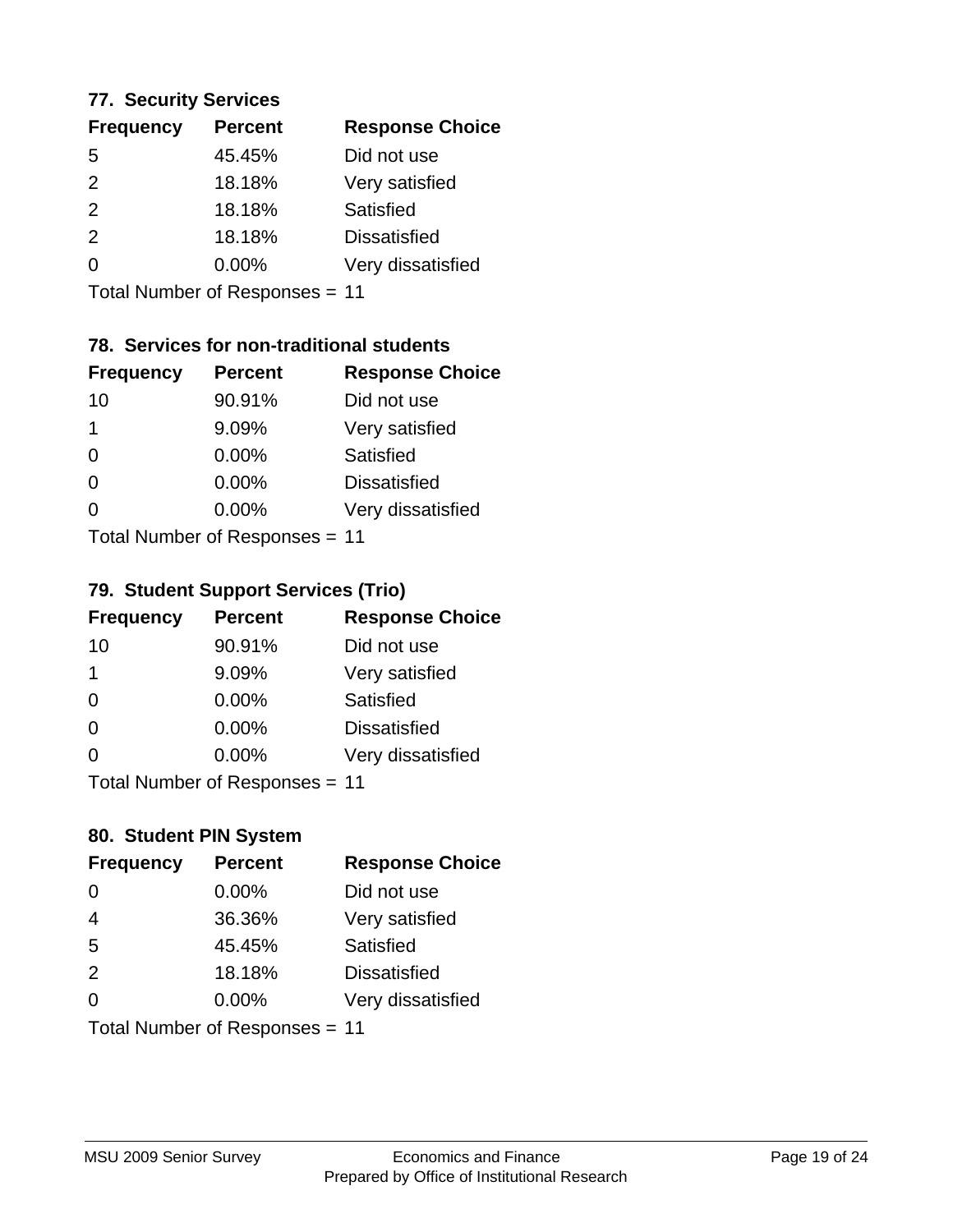### 77. Security Services

| Frequency | Percent | Response Choice |
|---|---|---|
| 5 | 45.45% | Did not use |
| 2 | 18.18% | Very satisfied |
| 2 | 18.18% | Satisfied |
| 2 | 18.18% | Dissatisfied |
| 0 | 0.00% | Very dissatisfied |

Total Number of Responses = 11

### 78. Services for non-traditional students

| Frequency | Percent | Response Choice |
|---|---|---|
| 10 | 90.91% | Did not use |
| 1 | 9.09% | Very satisfied |
| 0 | 0.00% | Satisfied |
| 0 | 0.00% | Dissatisfied |
| 0 | 0.00% | Very dissatisfied |

Total Number of Responses = 11

### 79. Student Support Services (Trio)

| Frequency | Percent | Response Choice |
|---|---|---|
| 10 | 90.91% | Did not use |
| 1 | 9.09% | Very satisfied |
| 0 | 0.00% | Satisfied |
| 0 | 0.00% | Dissatisfied |
| 0 | 0.00% | Very dissatisfied |

Total Number of Responses = 11

### 80. Student PIN System

| Frequency | Percent | Response Choice |
|---|---|---|
| 0 | 0.00% | Did not use |
| 4 | 36.36% | Very satisfied |
| 5 | 45.45% | Satisfied |
| 2 | 18.18% | Dissatisfied |
| 0 | 0.00% | Very dissatisfied |

Total Number of Responses = 11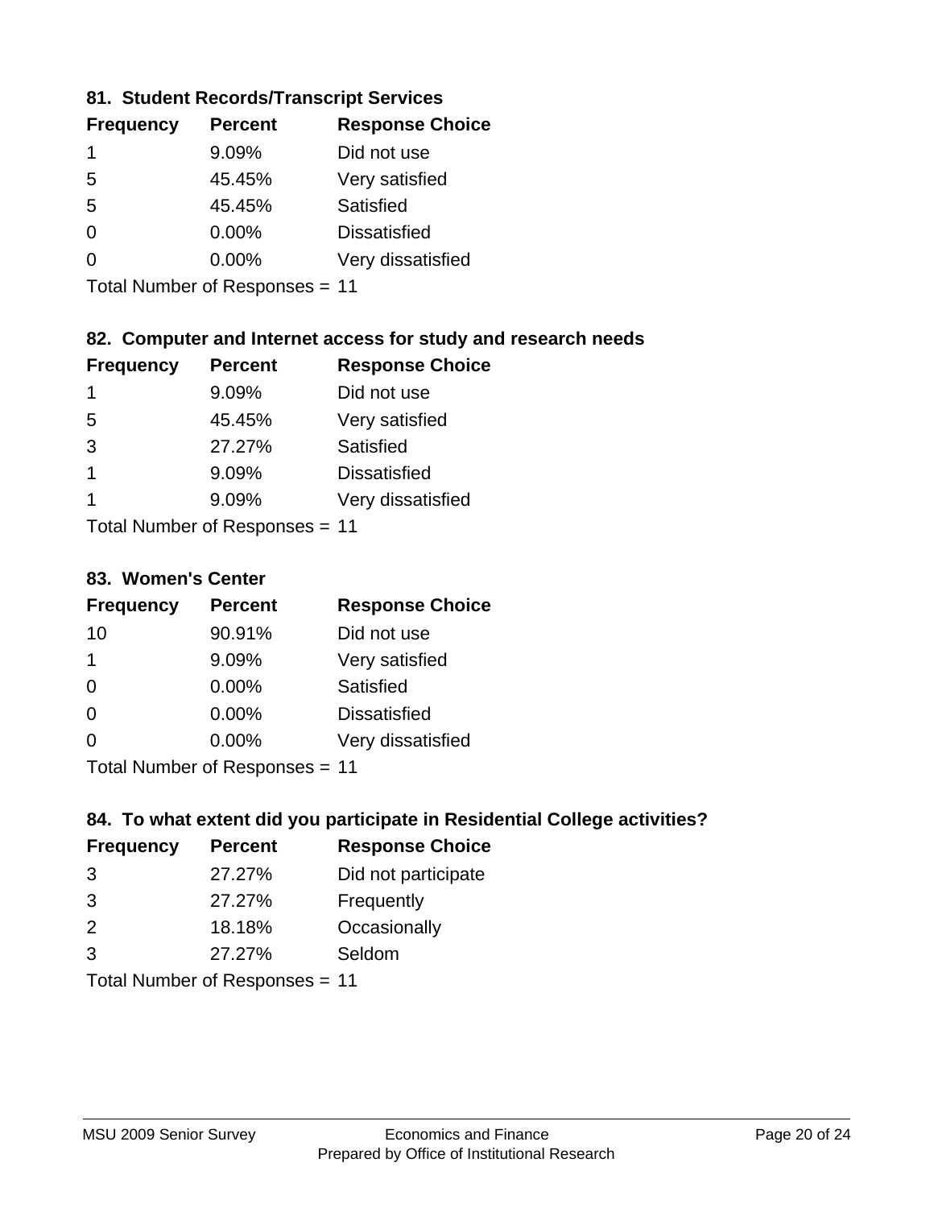### 81. Student Records/Transcript Services

| Frequency | Percent | Response Choice |
|---|---|---|
| 1 | 9.09% | Did not use |
| 5 | 45.45% | Very satisfied |
| 5 | 45.45% | Satisfied |
| 0 | 0.00% | Dissatisfied |
| 0 | 0.00% | Very dissatisfied |

Total Number of Responses = 11

### 82. Computer and Internet access for study and research needs

| Frequency | Percent | Response Choice |
|---|---|---|
| 1 | 9.09% | Did not use |
| 5 | 45.45% | Very satisfied |
| 3 | 27.27% | Satisfied |
| 1 | 9.09% | Dissatisfied |
| 1 | 9.09% | Very dissatisfied |

Total Number of Responses = 11

### 83. Women's Center

| Frequency | Percent | Response Choice |
|---|---|---|
| 10 | 90.91% | Did not use |
| 1 | 9.09% | Very satisfied |
| 0 | 0.00% | Satisfied |
| 0 | 0.00% | Dissatisfied |
| 0 | 0.00% | Very dissatisfied |

Total Number of Responses = 11

### 84. To what extent did you participate in Residential College activities?

| Frequency | Percent | Response Choice |
|---|---|---|
| 3 | 27.27% | Did not participate |
| 3 | 27.27% | Frequently |
| 2 | 18.18% | Occasionally |
| 3 | 27.27% | Seldom |

Total Number of Responses = 11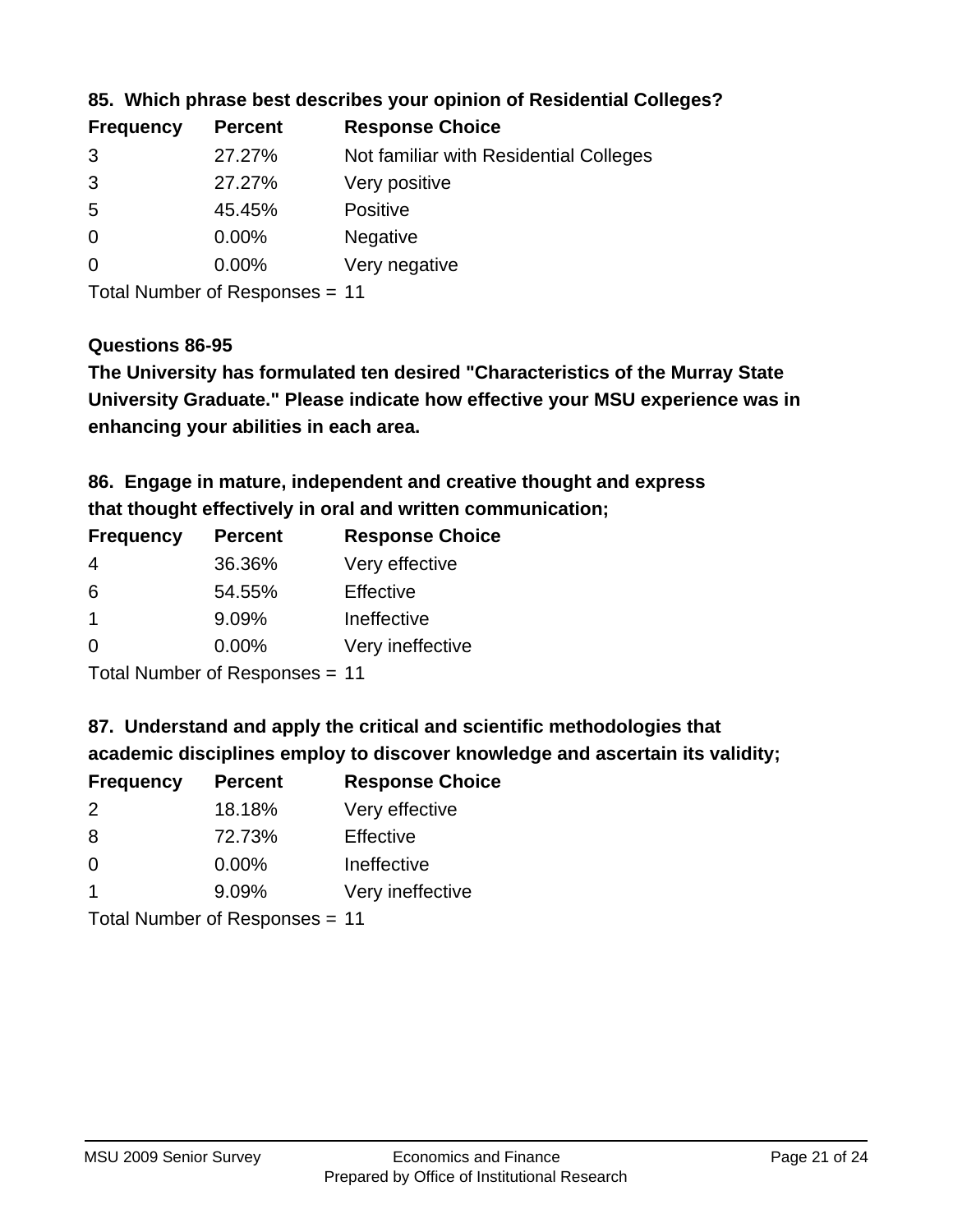### 85. Which phrase best describes your opinion of Residential Colleges?

| Frequency | Percent | Response Choice |
| --- | --- | --- |
| 3 | 27.27% | Not familiar with Residential Colleges |
| 3 | 27.27% | Very positive |
| 5 | 45.45% | Positive |
| 0 | 0.00% | Negative |
| 0 | 0.00% | Very negative |

Total Number of Responses = 11

### Questions 86-95

**The University has formulated ten desired "Characteristics of the Murray State University Graduate." Please indicate how effective your MSU experience was in enhancing your abilities in each area.**

### 86. Engage in mature, independent and creative thought and express that thought effectively in oral and written communication;

| Frequency | Percent | Response Choice |
| --- | --- | --- |
| 4 | 36.36% | Very effective |
| 6 | 54.55% | Effective |
| 1 | 9.09% | Ineffective |
| 0 | 0.00% | Very ineffective |

Total Number of Responses = 11

### 87. Understand and apply the critical and scientific methodologies that academic disciplines employ to discover knowledge and ascertain its validity;

| Frequency | Percent | Response Choice |
| --- | --- | --- |
| 2 | 18.18% | Very effective |
| 8 | 72.73% | Effective |
| 0 | 0.00% | Ineffective |
| 1 | 9.09% | Very ineffective |

Total Number of Responses = 11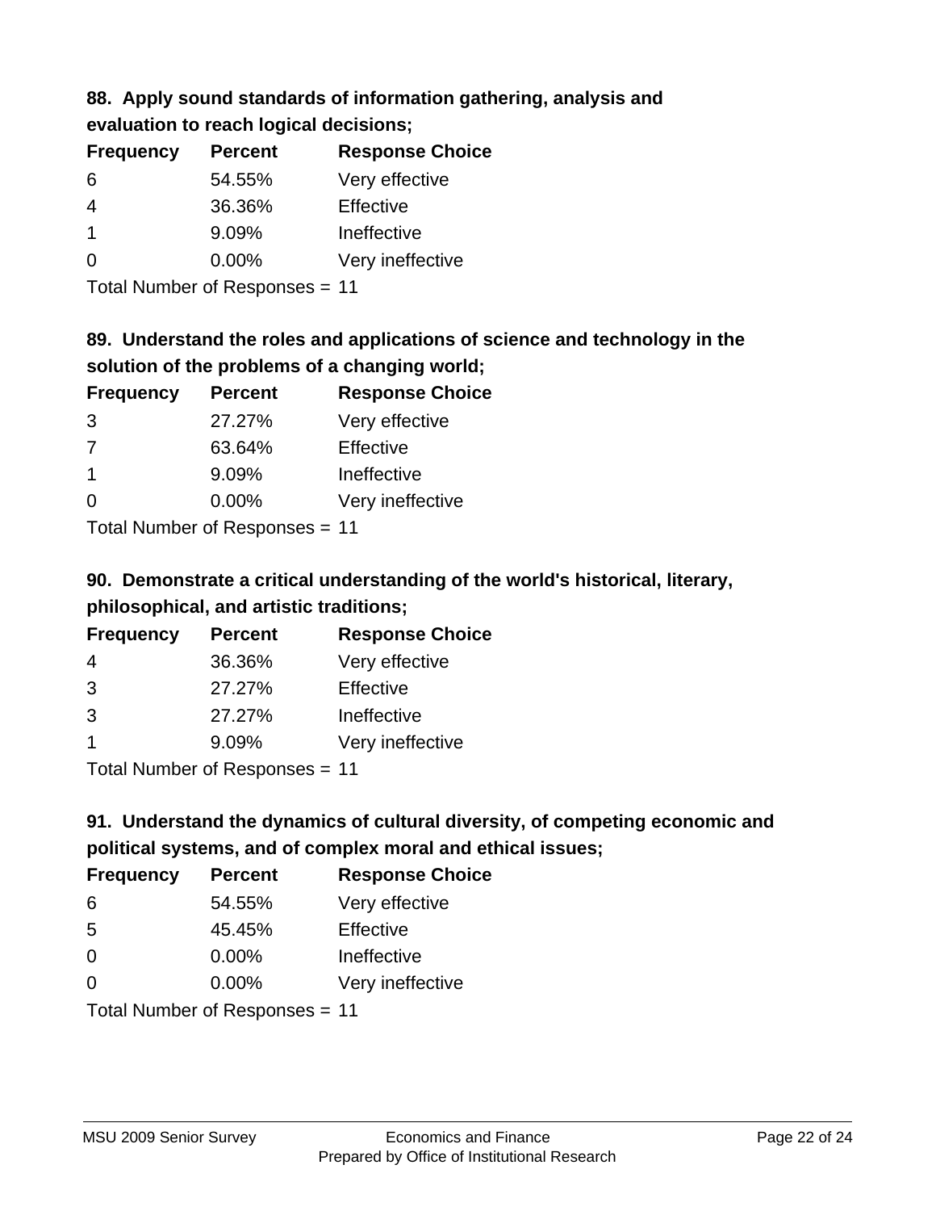### 88. Apply sound standards of information gathering, analysis and evaluation to reach logical decisions;

| Frequency | Percent | Response Choice |
|---|---|---|
| 6 | 54.55% | Very effective |
| 4 | 36.36% | Effective |
| 1 | 9.09% | Ineffective |
| 0 | 0.00% | Very ineffective |

Total Number of Responses = 11

### 89. Understand the roles and applications of science and technology in the solution of the problems of a changing world;

| Frequency | Percent | Response Choice |
|---|---|---|
| 3 | 27.27% | Very effective |
| 7 | 63.64% | Effective |
| 1 | 9.09% | Ineffective |
| 0 | 0.00% | Very ineffective |

Total Number of Responses = 11

### 90. Demonstrate a critical understanding of the world's historical, literary, philosophical, and artistic traditions;

| Frequency | Percent | Response Choice |
|---|---|---|
| 4 | 36.36% | Very effective |
| 3 | 27.27% | Effective |
| 3 | 27.27% | Ineffective |
| 1 | 9.09% | Very ineffective |

Total Number of Responses = 11

### 91. Understand the dynamics of cultural diversity, of competing economic and political systems, and of complex moral and ethical issues;

| Frequency | Percent | Response Choice |
|---|---|---|
| 6 | 54.55% | Very effective |
| 5 | 45.45% | Effective |
| 0 | 0.00% | Ineffective |
| 0 | 0.00% | Very ineffective |

Total Number of Responses = 11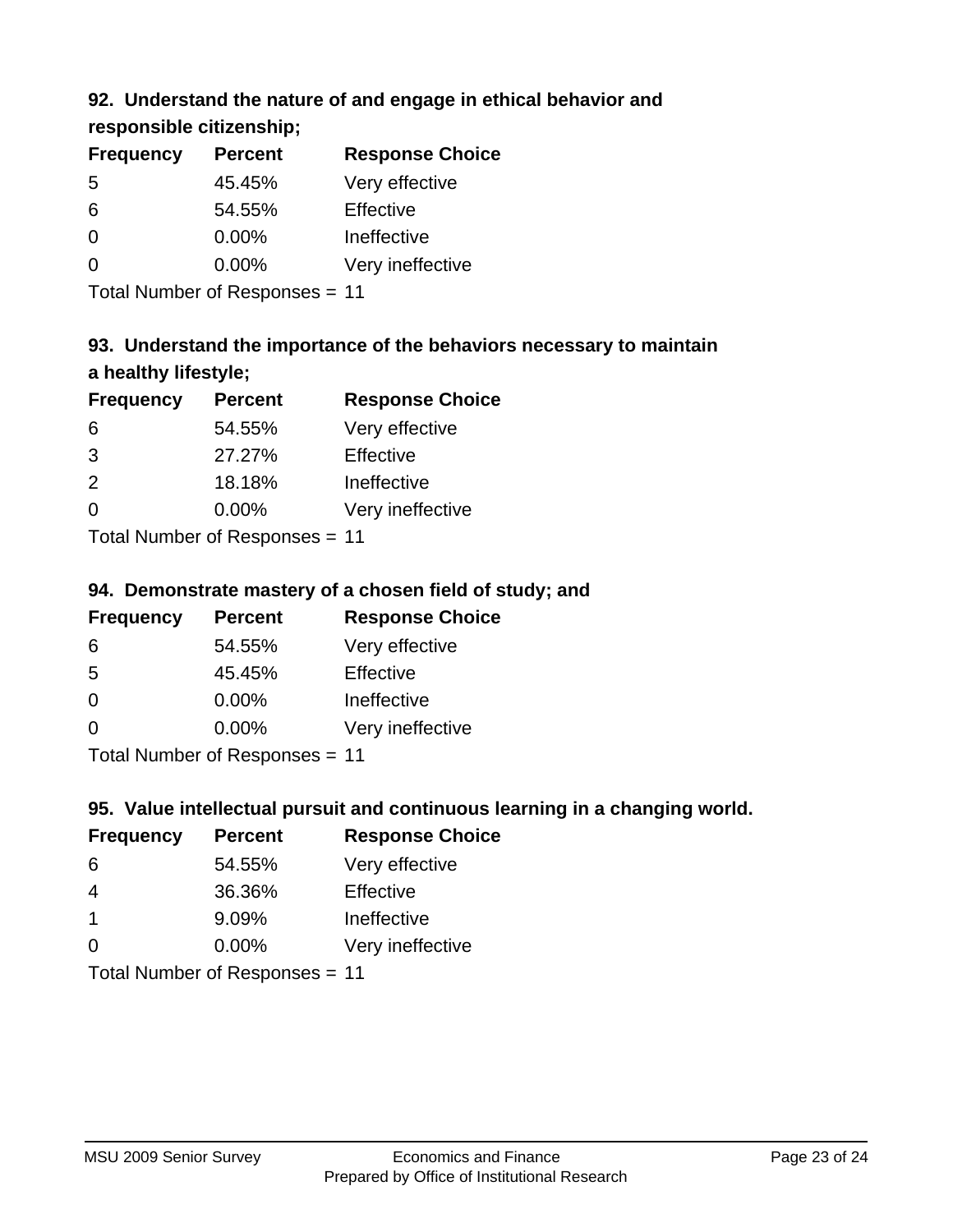### 92. Understand the nature of and engage in ethical behavior and responsible citizenship;

| Frequency | Percent | Response Choice |
|---|---|---|
| 5 | 45.45% | Very effective |
| 6 | 54.55% | Effective |
| 0 | 0.00% | Ineffective |
| 0 | 0.00% | Very ineffective |

Total Number of Responses = 11

### 93. Understand the importance of the behaviors necessary to maintain a healthy lifestyle;

| Frequency | Percent | Response Choice |
|---|---|---|
| 6 | 54.55% | Very effective |
| 3 | 27.27% | Effective |
| 2 | 18.18% | Ineffective |
| 0 | 0.00% | Very ineffective |

Total Number of Responses = 11

### 94. Demonstrate mastery of a chosen field of study; and

| Frequency | Percent | Response Choice |
|---|---|---|
| 6 | 54.55% | Very effective |
| 5 | 45.45% | Effective |
| 0 | 0.00% | Ineffective |
| 0 | 0.00% | Very ineffective |

Total Number of Responses = 11

### 95. Value intellectual pursuit and continuous learning in a changing world.

| Frequency | Percent | Response Choice |
|---|---|---|
| 6 | 54.55% | Very effective |
| 4 | 36.36% | Effective |
| 1 | 9.09% | Ineffective |
| 0 | 0.00% | Very ineffective |

Total Number of Responses = 11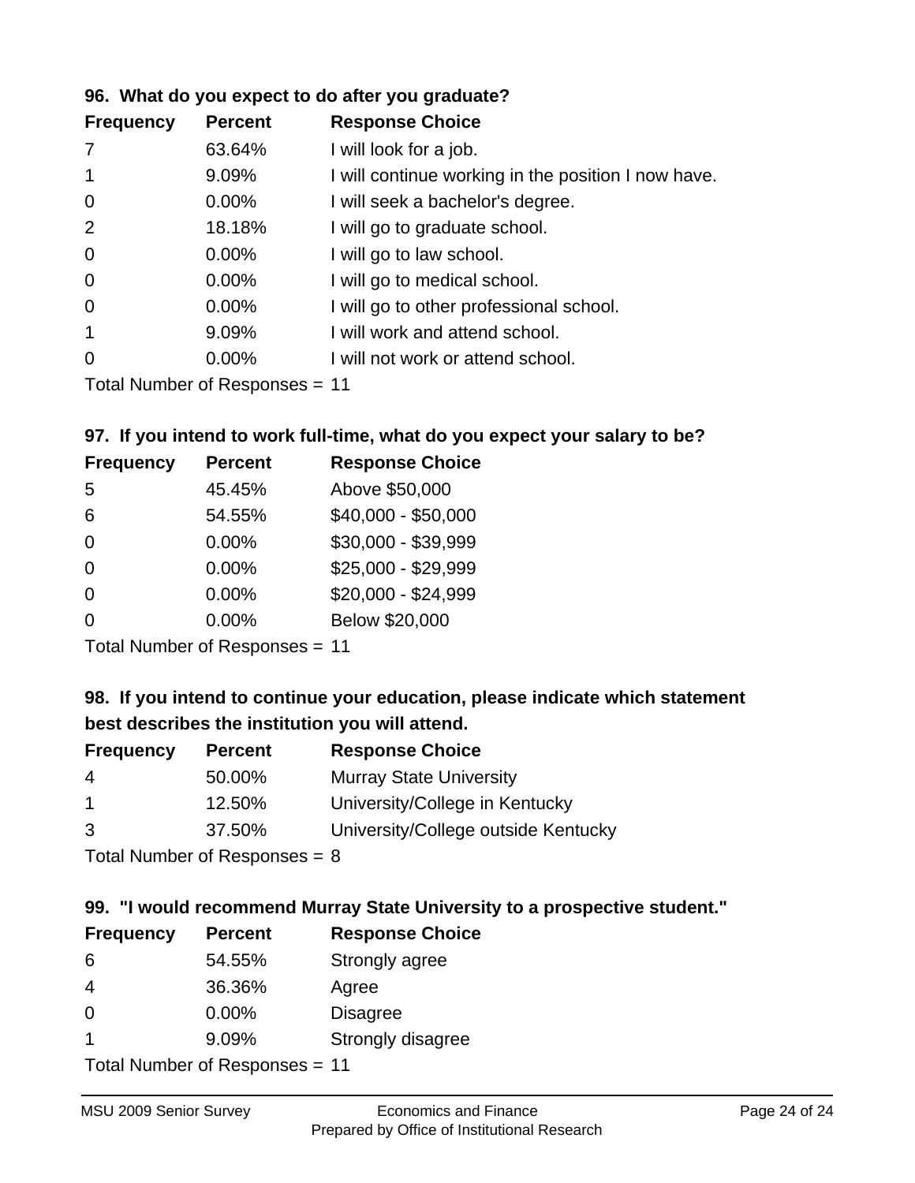### 96. What do you expect to do after you graduate?

| Frequency | Percent | Response Choice |
|---|---|---|
| 7 | 63.64% | I will look for a job. |
| 1 | 9.09% | I will continue working in the position I now have. |
| 0 | 0.00% | I will seek a bachelor's degree. |
| 2 | 18.18% | I will go to graduate school. |
| 0 | 0.00% | I will go to law school. |
| 0 | 0.00% | I will go to medical school. |
| 0 | 0.00% | I will go to other professional school. |
| 1 | 9.09% | I will work and attend school. |
| 0 | 0.00% | I will not work or attend school. |

Total Number of Responses = 11

### 97. If you intend to work full-time, what do you expect your salary to be?

| Frequency | Percent | Response Choice |
|---|---|---|
| 5 | 45.45% | Above $50,000 |
| 6 | 54.55% | $40,000 - $50,000 |
| 0 | 0.00% | $30,000 - $39,999 |
| 0 | 0.00% | $25,000 - $29,999 |
| 0 | 0.00% | $20,000 - $24,999 |
| 0 | 0.00% | Below $20,000 |

Total Number of Responses = 11

### 98. If you intend to continue your education, please indicate which statement best describes the institution you will attend.

| Frequency | Percent | Response Choice |
|---|---|---|
| 4 | 50.00% | Murray State University |
| 1 | 12.50% | University/College in Kentucky |
| 3 | 37.50% | University/College outside Kentucky |

Total Number of Responses = 8

### 99. "I would recommend Murray State University to a prospective student."

| Frequency | Percent | Response Choice |
|---|---|---|
| 6 | 54.55% | Strongly agree |
| 4 | 36.36% | Agree |
| 0 | 0.00% | Disagree |
| 1 | 9.09% | Strongly disagree |

Total Number of Responses = 11